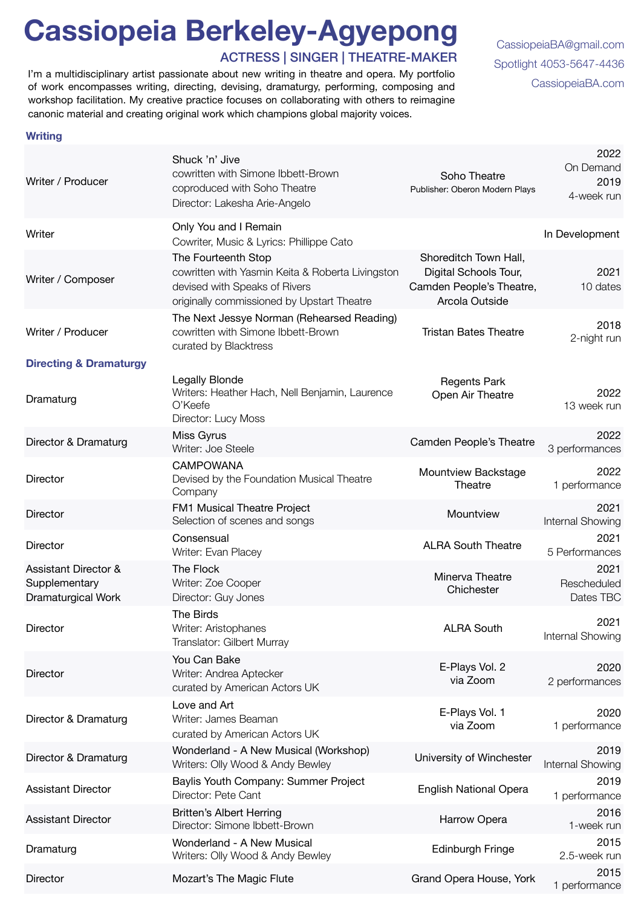# Cassiopeia Berkeley-Agyepong

### ACTRESS | SINGER | THEATRE-MAKER

I'm a multidisciplinary artist passionate about new writing in theatre and opera. My portfolio of work encompasses writing, directing, devising, dramaturgy, performing, composing and workshop facilitation. My creative practice focuses on collaborating with others to reimagine canonic material and creating original work which champions global majority voices.

CassiopeiaBA@gmail.com
Spotlight 4053-5647-4436
CassiopeiaBA.com

## Writing

| Role | Production | Venue | Date |
| --- | --- | --- | --- |
| Writer / Producer | Shuck 'n' Jive<br>cowritten with Simone Ibbett-Brown<br>coproduced with Soho Theatre<br>Director: Lakesha Arie-Angelo | Soho Theatre<br>Publisher: Oberon Modern Plays | 2022<br>On Demand<br>2019<br>4-week run |
| Writer | Only You and I Remain<br>Cowriter, Music & Lyrics: Phillippe Cato | | In Development |
| Writer / Composer | The Fourteenth Stop<br>cowritten with Yasmin Keita & Roberta Livingston<br>devised with Speaks of Rivers<br>originally commissioned by Upstart Theatre | Shoreditch Town Hall,<br>Digital Schools Tour,<br>Camden People's Theatre,<br>Arcola Outside | 2021<br>10 dates |
| Writer / Producer | The Next Jessye Norman (Rehearsed Reading)<br>cowritten with Simone Ibbett-Brown<br>curated by Blacktress | Tristan Bates Theatre | 2018<br>2-night run |

## Directing & Dramaturgy

| Role | Production | Venue | Date |
| --- | --- | --- | --- |
| Dramaturg | Legally Blonde<br>Writers: Heather Hach, Nell Benjamin, Laurence O'Keefe<br>Director: Lucy Moss | Regents Park<br>Open Air Theatre | 2022<br>13 week run |
| Director & Dramaturg | Miss Gyrus<br>Writer: Joe Steele | Camden People's Theatre | 2022<br>3 performances |
| Director | CAMPOWANA<br>Devised by the Foundation Musical Theatre Company | Mountview Backstage Theatre | 2022<br>1 performance |
| Director | FM1 Musical Theatre Project<br>Selection of scenes and songs | Mountview | 2021<br>Internal Showing |
| Director | Consensual<br>Writer: Evan Placey | ALRA South Theatre | 2021<br>5 Performances |
| Assistant Director & Supplementary Dramaturgical Work | The Flock<br>Writer: Zoe Cooper<br>Director: Guy Jones | Minerva Theatre<br>Chichester | 2021<br>Rescheduled<br>Dates TBC |
| Director | The Birds<br>Writer: Aristophanes<br>Translator: Gilbert Murray | ALRA South | 2021<br>Internal Showing |
| Director | You Can Bake<br>Writer: Andrea Aptecker<br>curated by American Actors UK | E-Plays Vol. 2<br>via Zoom | 2020<br>2 performances |
| Director & Dramaturg | Love and Art<br>Writer: James Beaman<br>curated by American Actors UK | E-Plays Vol. 1<br>via Zoom | 2020<br>1 performance |
| Director & Dramaturg | Wonderland - A New Musical (Workshop)<br>Writers: Olly Wood & Andy Bewley | University of Winchester | 2019<br>Internal Showing |
| Assistant Director | Baylis Youth Company: Summer Project<br>Director: Pete Cant | English National Opera | 2019<br>1 performance |
| Assistant Director | Britten's Albert Herring<br>Director: Simone Ibbett-Brown | Harrow Opera | 2016<br>1-week run |
| Dramaturg | Wonderland - A New Musical<br>Writers: Olly Wood & Andy Bewley | Edinburgh Fringe | 2015<br>2.5-week run |
| Director | Mozart's The Magic Flute | Grand Opera House, York | 2015<br>1 performance |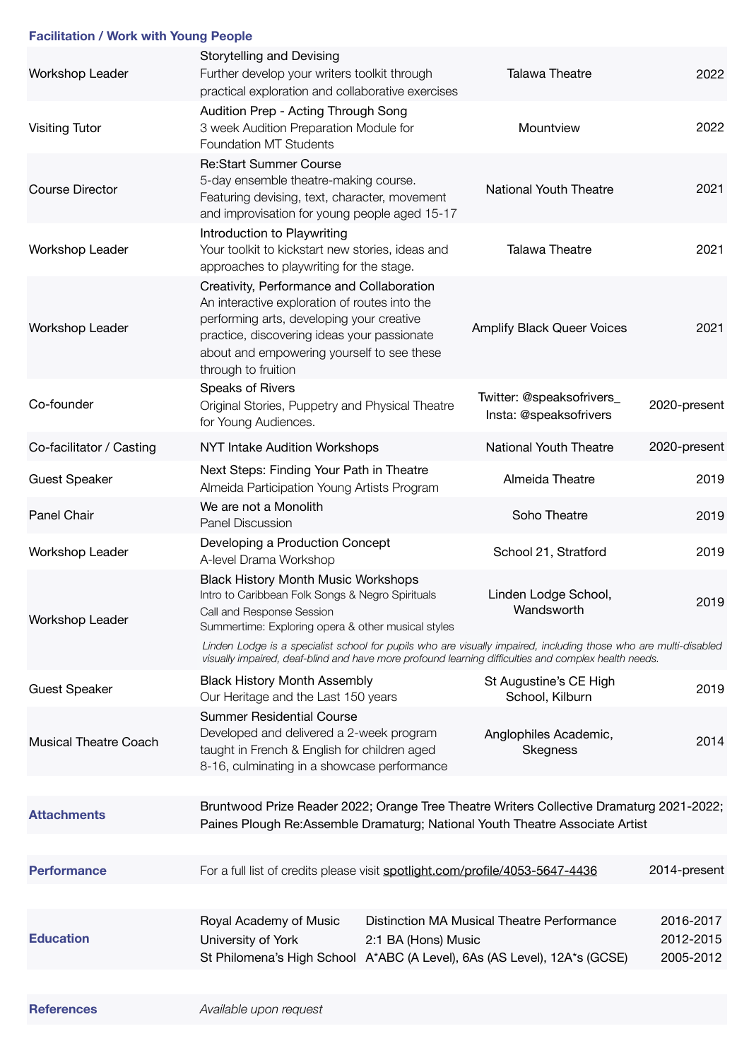## Facilitation / Work with Young People

| | | | |
|---|---|---|---|
| Workshop Leader | Storytelling and Devising<br>Further develop your writers toolkit through practical exploration and collaborative exercises | Talawa Theatre | 2022 |
| Visiting Tutor | Audition Prep - Acting Through Song<br>3 week Audition Preparation Module for Foundation MT Students | Mountview | 2022 |
| Course Director | Re:Start Summer Course<br>5-day ensemble theatre-making course. Featuring devising, text, character, movement and improvisation for young people aged 15-17 | National Youth Theatre | 2021 |
| Workshop Leader | Introduction to Playwriting<br>Your toolkit to kickstart new stories, ideas and approaches to playwriting for the stage. | Talawa Theatre | 2021 |
| Workshop Leader | Creativity, Performance and Collaboration<br>An interactive exploration of routes into the performing arts, developing your creative practice, discovering ideas your passionate about and empowering yourself to see these through to fruition | Amplify Black Queer Voices | 2021 |
| Co-founder | Speaks of Rivers<br>Original Stories, Puppetry and Physical Theatre for Young Audiences. | Twitter: @speaksofrivers_<br>Insta: @speaksofrivers | 2020-present |
| Co-facilitator / Casting | NYT Intake Audition Workshops | National Youth Theatre | 2020-present |
| Guest Speaker | Next Steps: Finding Your Path in Theatre<br>Almeida Participation Young Artists Program | Almeida Theatre | 2019 |
| Panel Chair | We are not a Monolith<br>Panel Discussion | Soho Theatre | 2019 |
| Workshop Leader | Developing a Production Concept<br>A-level Drama Workshop | School 21, Stratford | 2019 |
| Workshop Leader | Black History Month Music Workshops<br>Intro to Caribbean Folk Songs & Negro Spirituals<br>Call and Response Session<br>Summertime: Exploring opera & other musical styles<br>*Linden Lodge is a specialist school for pupils who are visually impaired, including those who are multi-disabled visually impaired, deaf-blind and have more profound learning difficulties and complex health needs.* | Linden Lodge School, Wandsworth | 2019 |
| Guest Speaker | Black History Month Assembly<br>Our Heritage and the Last 150 years | St Augustine's CE High School, Kilburn | 2019 |
| Musical Theatre Coach | Summer Residential Course<br>Developed and delivered a 2-week program taught in French & English for children aged 8-16, culminating in a showcase performance | Anglophiles Academic, Skegness | 2014 |

## Attachments

Bruntwood Prize Reader 2022; Orange Tree Theatre Writers Collective Dramaturg 2021-2022; Paines Plough Re:Assemble Dramaturg; National Youth Theatre Associate Artist

## Performance

For a full list of credits please visit spotlight.com/profile/4053-5647-4436 — 2014-present

## Education

| | | |
|---|---|---|
| Royal Academy of Music | Distinction MA Musical Theatre Performance | 2016-2017 |
| University of York | 2:1 BA (Hons) Music | 2012-2015 |
| St Philomena's High School | A*ABC (A Level), 6As (AS Level), 12A*s (GCSE) | 2005-2012 |

## References

*Available upon request*